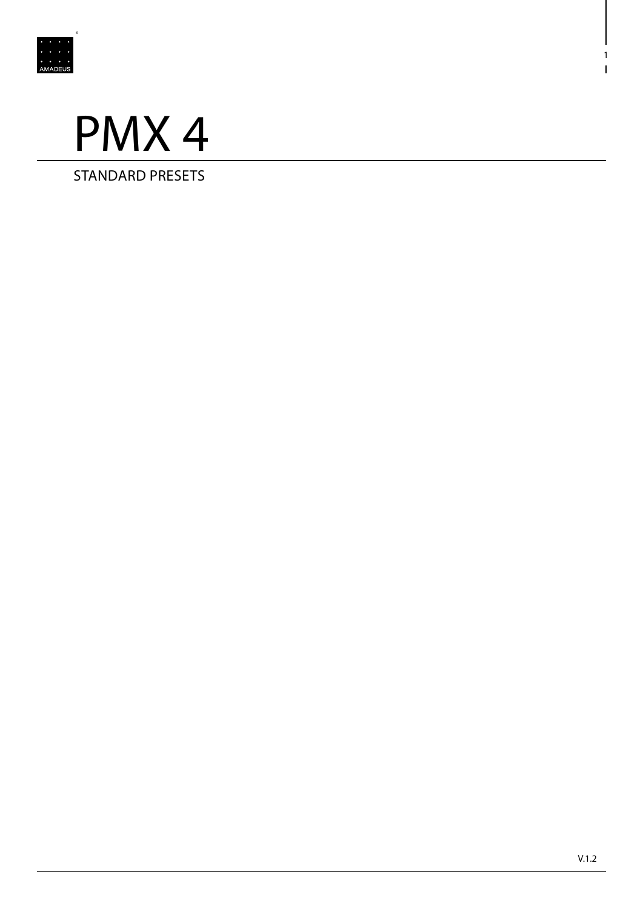# PMX 4

STANDARD PRESETS

V.1.2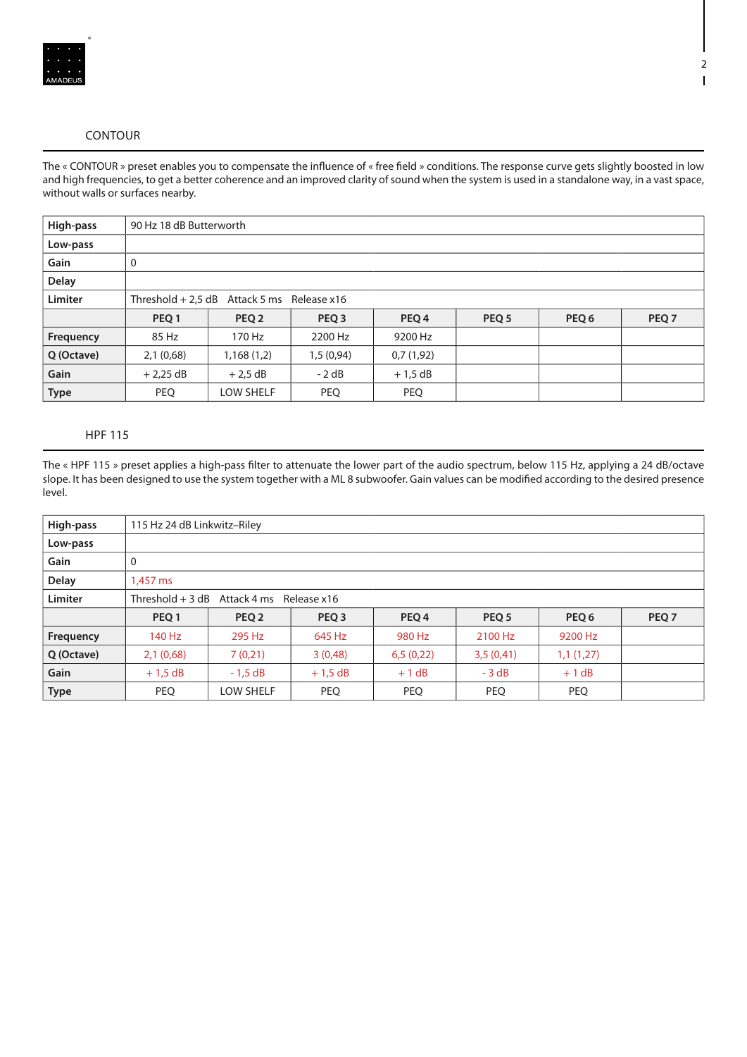## CONTOUR

The « CONTOUR » preset enables you to compensate the influence of « free field » conditions. The response curve gets slightly boosted in low and high frequencies, to get a better coherence and an improved clarity of sound when the system is used in a standalone way, in a vast space, without walls or surfaces nearby.

| **High-pass** | 90 Hz 18 dB Butterworth | | | | | | |
|---|---|---|---|---|---|---|---|
| **Low-pass** | | | | | | | |
| **Gain** | 0 | | | | | | |
| **Delay** | | | | | | | |
| **Limiter** | Threshold + 2,5 dB Attack 5 ms Release x16 | | | | | | |
| | **PEQ 1** | **PEQ 2** | **PEQ 3** | **PEQ 4** | **PEQ 5** | **PEQ 6** | **PEQ 7** |
| **Frequency** | 85 Hz | 170 Hz | 2200 Hz | 9200 Hz | | | |
| **Q (Octave)** | 2,1 (0,68) | 1,168 (1,2) | 1,5 (0,94) | 0,7 (1,92) | | | |
| **Gain** | + 2,25 dB | + 2,5 dB | - 2 dB | + 1,5 dB | | | |
| **Type** | PEQ | LOW SHELF | PEQ | PEQ | | | |

## HPF 115

The « HPF 115 » preset applies a high-pass filter to attenuate the lower part of the audio spectrum, below 115 Hz, applying a 24 dB/octave slope. It has been designed to use the system together with a ML 8 subwoofer. Gain values can be modified according to the desired presence level.

| **High-pass** | 115 Hz 24 dB Linkwitz–Riley | | | | | | |
|---|---|---|---|---|---|---|---|
| **Low-pass** | | | | | | | |
| **Gain** | 0 | | | | | | |
| **Delay** | 1,457 ms | | | | | | |
| **Limiter** | Threshold + 3 dB Attack 4 ms Release x16 | | | | | | |
| | **PEQ 1** | **PEQ 2** | **PEQ 3** | **PEQ 4** | **PEQ 5** | **PEQ 6** | **PEQ 7** |
| **Frequency** | 140 Hz | 295 Hz | 645 Hz | 980 Hz | 2100 Hz | 9200 Hz | |
| **Q (Octave)** | 2,1 (0,68) | 7 (0,21) | 3 (0,48) | 6,5 (0,22) | 3,5 (0,41) | 1,1 (1,27) | |
| **Gain** | + 1,5 dB | - 1,5 dB | + 1,5 dB | + 1 dB | - 3 dB | + 1 dB | |
| **Type** | PEQ | LOW SHELF | PEQ | PEQ | PEQ | PEQ | |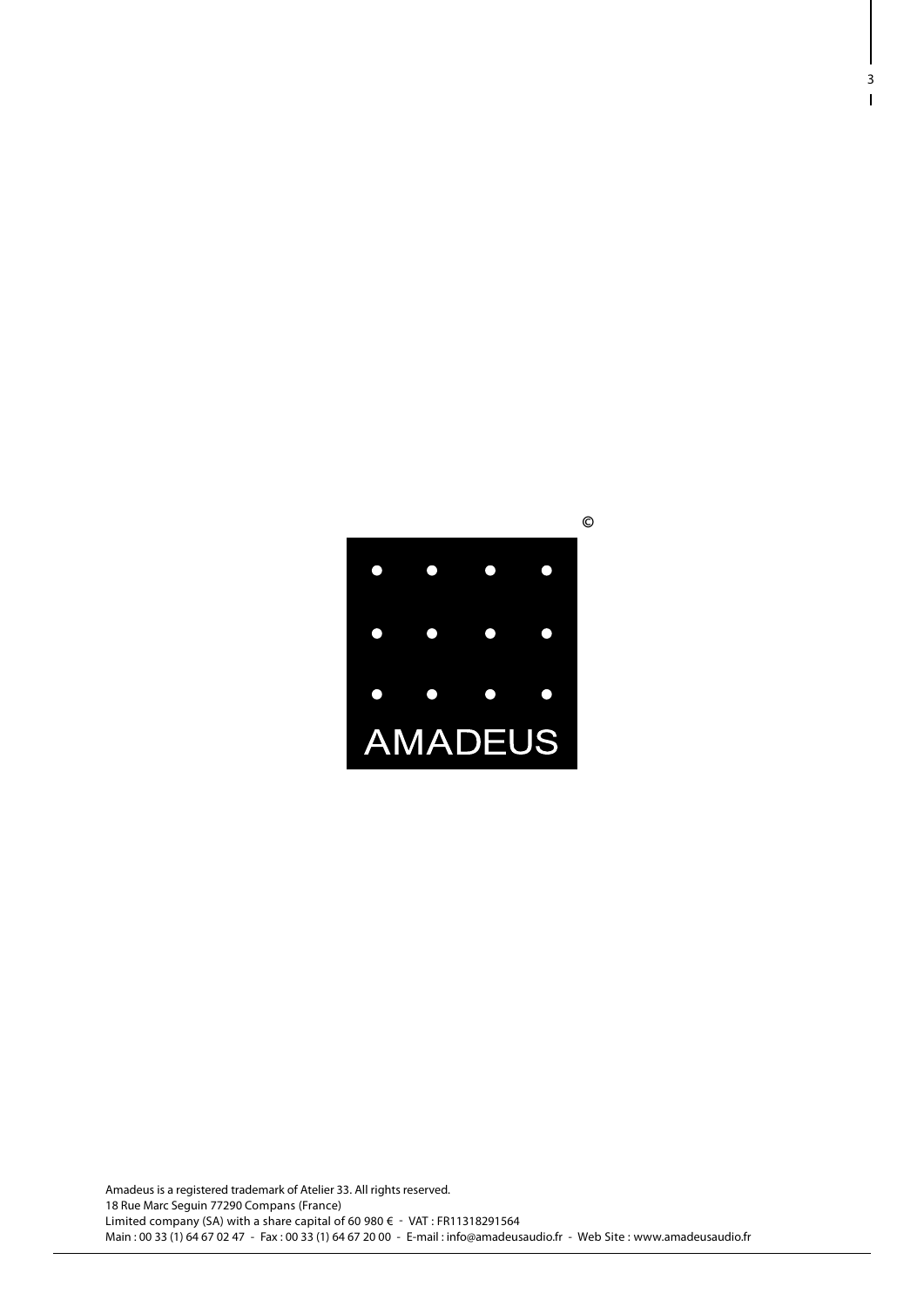©

AMADEUS

Amadeus is a registered trademark of Atelier 33. All rights reserved.
18 Rue Marc Seguin 77290 Compans (France)
Limited company (SA) with a share capital of 60 980 € - VAT : FR11318291564
Main : 00 33 (1) 64 67 02 47 - Fax : 00 33 (1) 64 67 20 00 - E-mail : info@amadeusaudio.fr - Web Site : www.amadeusaudio.fr